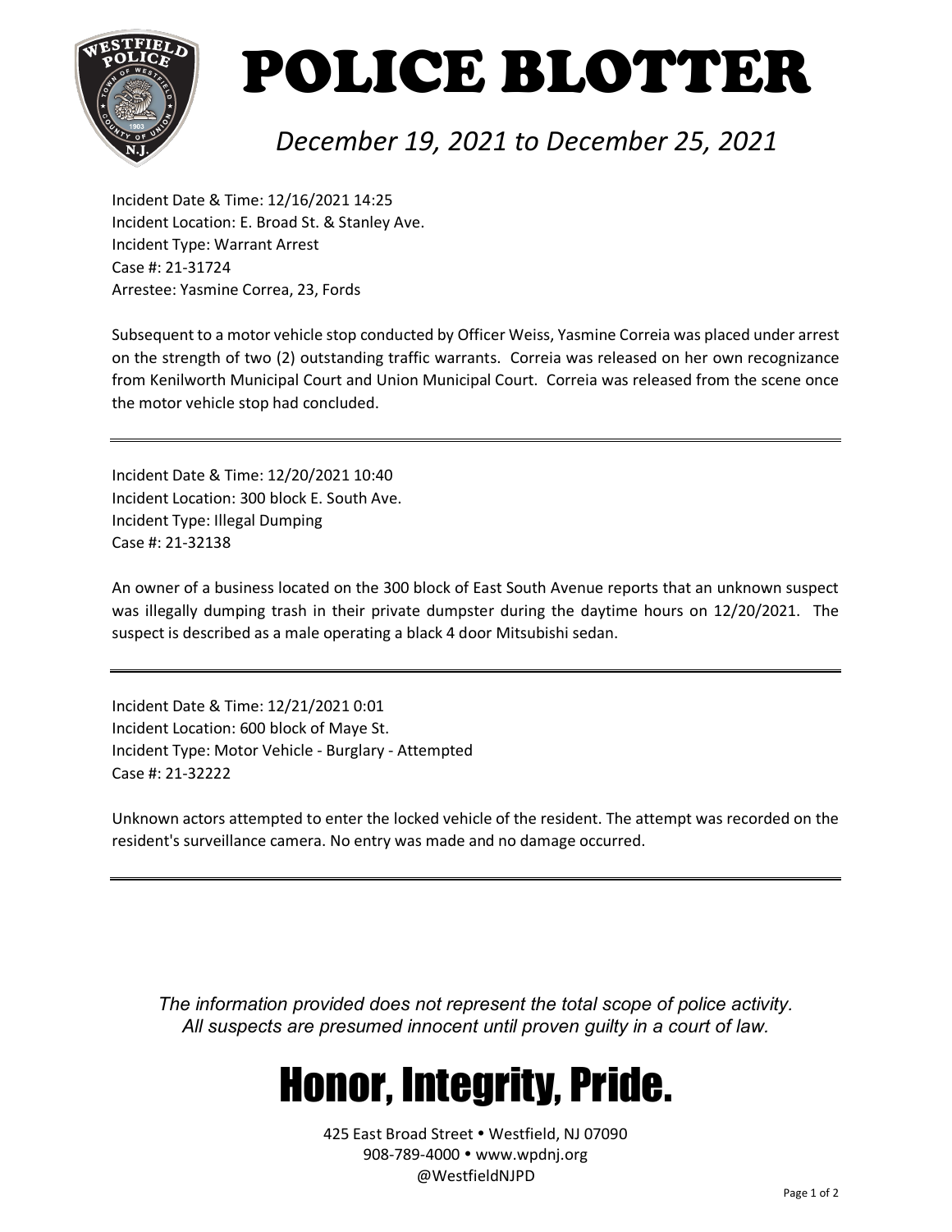# POLICE BLOTTER

*December 19, 2021 to December 25, 2021*

Incident Date & Time: 12/16/2021 14:25
Incident Location: E. Broad St. & Stanley Ave.
Incident Type: Warrant Arrest
Case #: 21-31724
Arrestee: Yasmine Correa, 23, Fords

Subsequent to a motor vehicle stop conducted by Officer Weiss, Yasmine Correia was placed under arrest on the strength of two (2) outstanding traffic warrants. Correia was released on her own recognizance from Kenilworth Municipal Court and Union Municipal Court. Correia was released from the scene once the motor vehicle stop had concluded.

---

Incident Date & Time: 12/20/2021 10:40
Incident Location: 300 block E. South Ave.
Incident Type: Illegal Dumping
Case #: 21-32138

An owner of a business located on the 300 block of East South Avenue reports that an unknown suspect was illegally dumping trash in their private dumpster during the daytime hours on 12/20/2021. The suspect is described as a male operating a black 4 door Mitsubishi sedan.

---

Incident Date & Time: 12/21/2021 0:01
Incident Location: 600 block of Maye St.
Incident Type: Motor Vehicle - Burglary - Attempted
Case #: 21-32222

Unknown actors attempted to enter the locked vehicle of the resident. The attempt was recorded on the resident's surveillance camera. No entry was made and no damage occurred.

---

*The information provided does not represent the total scope of police activity.*
*All suspects are presumed innocent until proven guilty in a court of law.*

# Honor, Integrity, Pride.

425 East Broad Street • Westfield, NJ 07090
908-789-4000 • www.wpdnj.org
@WestfieldNJPD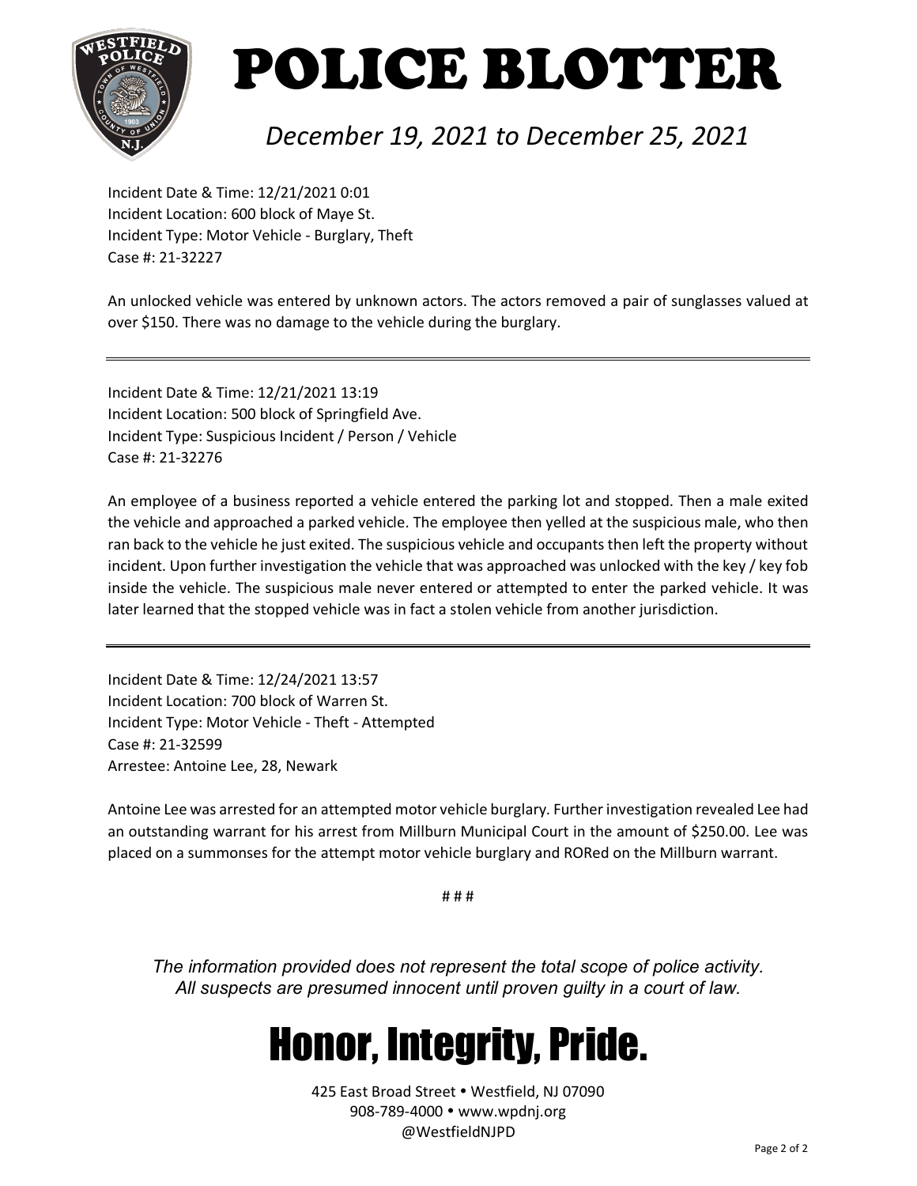# POLICE BLOTTER

*December 19, 2021 to December 25, 2021*

Incident Date & Time: 12/21/2021 0:01
Incident Location: 600 block of Maye St.
Incident Type: Motor Vehicle - Burglary, Theft
Case #: 21-32227

An unlocked vehicle was entered by unknown actors. The actors removed a pair of sunglasses valued at over $150. There was no damage to the vehicle during the burglary.

---

Incident Date & Time: 12/21/2021 13:19
Incident Location: 500 block of Springfield Ave.
Incident Type: Suspicious Incident / Person / Vehicle
Case #: 21-32276

An employee of a business reported a vehicle entered the parking lot and stopped. Then a male exited the vehicle and approached a parked vehicle. The employee then yelled at the suspicious male, who then ran back to the vehicle he just exited. The suspicious vehicle and occupants then left the property without incident. Upon further investigation the vehicle that was approached was unlocked with the key / key fob inside the vehicle. The suspicious male never entered or attempted to enter the parked vehicle. It was later learned that the stopped vehicle was in fact a stolen vehicle from another jurisdiction.

---

Incident Date & Time: 12/24/2021 13:57
Incident Location: 700 block of Warren St.
Incident Type: Motor Vehicle - Theft - Attempted
Case #: 21-32599
Arrestee: Antoine Lee, 28, Newark

Antoine Lee was arrested for an attempted motor vehicle burglary. Further investigation revealed Lee had an outstanding warrant for his arrest from Millburn Municipal Court in the amount of $250.00. Lee was placed on a summonses for the attempt motor vehicle burglary and RORed on the Millburn warrant.

# # #

*The information provided does not represent the total scope of police activity.*
*All suspects are presumed innocent until proven guilty in a court of law.*

# Honor, Integrity, Pride.

425 East Broad Street • Westfield, NJ 07090
908-789-4000 • www.wpdnj.org
@WestfieldNJPD